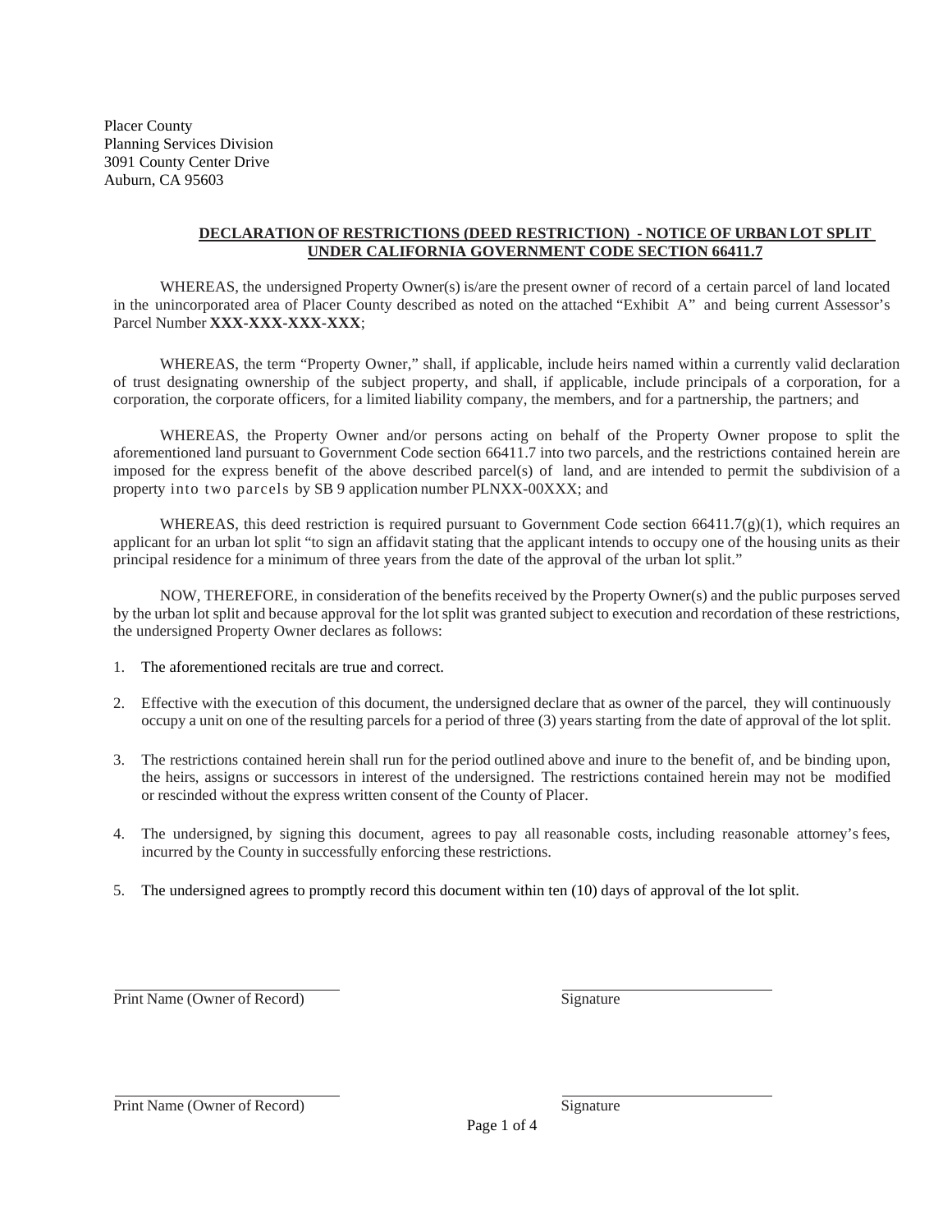Placer County
Planning Services Division
3091 County Center Drive
Auburn, CA 95603

## DECLARATION OF RESTRICTIONS (DEED RESTRICTION) - NOTICE OF URBAN LOT SPLIT UNDER CALIFORNIA GOVERNMENT CODE SECTION 66411.7

WHEREAS, the undersigned Property Owner(s) is/are the present owner of record of a certain parcel of land located in the unincorporated area of Placer County described as noted on the attached "Exhibit A" and being current Assessor's Parcel Number **XXX-XXX-XXX-XXX**;

WHEREAS, the term "Property Owner," shall, if applicable, include heirs named within a currently valid declaration of trust designating ownership of the subject property, and shall, if applicable, include principals of a corporation, for a corporation, the corporate officers, for a limited liability company, the members, and for a partnership, the partners; and

WHEREAS, the Property Owner and/or persons acting on behalf of the Property Owner propose to split the aforementioned land pursuant to Government Code section 66411.7 into two parcels, and the restrictions contained herein are imposed for the express benefit of the above described parcel(s) of land, and are intended to permit the subdivision of a property into two parcels by SB 9 application number PLNXX-00XXX; and

WHEREAS, this deed restriction is required pursuant to Government Code section 66411.7(g)(1), which requires an applicant for an urban lot split "to sign an affidavit stating that the applicant intends to occupy one of the housing units as their principal residence for a minimum of three years from the date of the approval of the urban lot split."

NOW, THEREFORE, in consideration of the benefits received by the Property Owner(s) and the public purposes served by the urban lot split and because approval for the lot split was granted subject to execution and recordation of these restrictions, the undersigned Property Owner declares as follows:

1. The aforementioned recitals are true and correct.
2. Effective with the execution of this document, the undersigned declare that as owner of the parcel, they will continuously occupy a unit on one of the resulting parcels for a period of three (3) years starting from the date of approval of the lot split.
3. The restrictions contained herein shall run for the period outlined above and inure to the benefit of, and be binding upon, the heirs, assigns or successors in interest of the undersigned. The restrictions contained herein may not be modified or rescinded without the express written consent of the County of Placer.
4. The undersigned, by signing this document, agrees to pay all reasonable costs, including reasonable attorney's fees, incurred by the County in successfully enforcing these restrictions.
5. The undersigned agrees to promptly record this document within ten (10) days of approval of the lot split.

\_\_\_\_\_\_\_\_\_\_\_\_\_\_\_\_\_\_\_\_\_\_\_\_\_\_\_\_ \_\_\_\_\_\_\_\_\_\_\_\_\_\_\_\_\_\_\_\_\_\_\_\_\_\_\_\_
Print Name (Owner of Record) Signature

\_\_\_\_\_\_\_\_\_\_\_\_\_\_\_\_\_\_\_\_\_\_\_\_\_\_\_\_ \_\_\_\_\_\_\_\_\_\_\_\_\_\_\_\_\_\_\_\_\_\_\_\_\_\_\_\_
Print Name (Owner of Record) Signature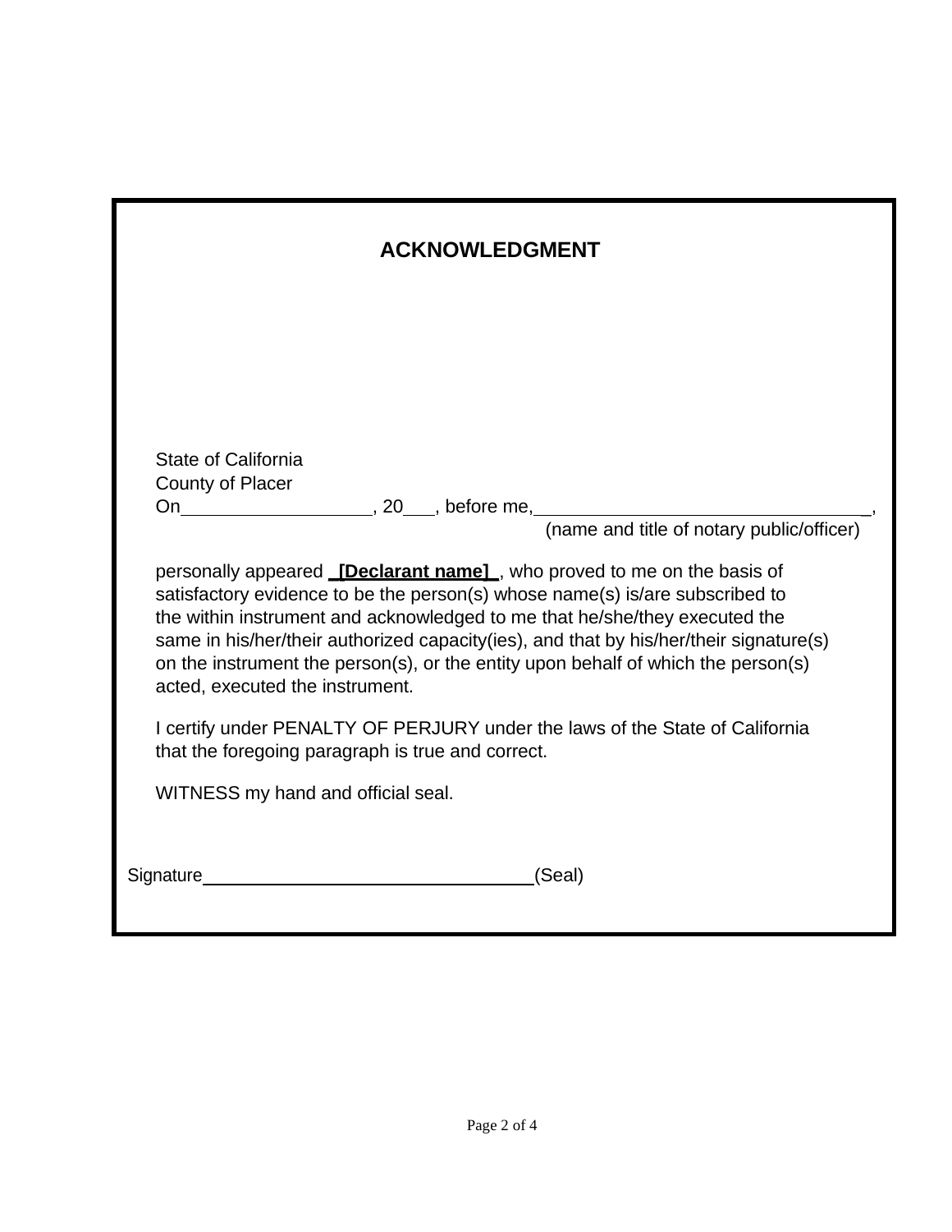## ACKNOWLEDGMENT

State of California
County of Placer
On__________________, 20___, before me,________________________________,
(name and title of notary public/officer)

personally appeared **_[Declarant name]_**, who proved to me on the basis of satisfactory evidence to be the person(s) whose name(s) is/are subscribed to the within instrument and acknowledged to me that he/she/they executed the same in his/her/their authorized capacity(ies), and that by his/her/their signature(s) on the instrument the person(s), or the entity upon behalf of which the person(s) acted, executed the instrument.

I certify under PENALTY OF PERJURY under the laws of the State of California that the foregoing paragraph is true and correct.

WITNESS my hand and official seal.

Signature________________________________(Seal)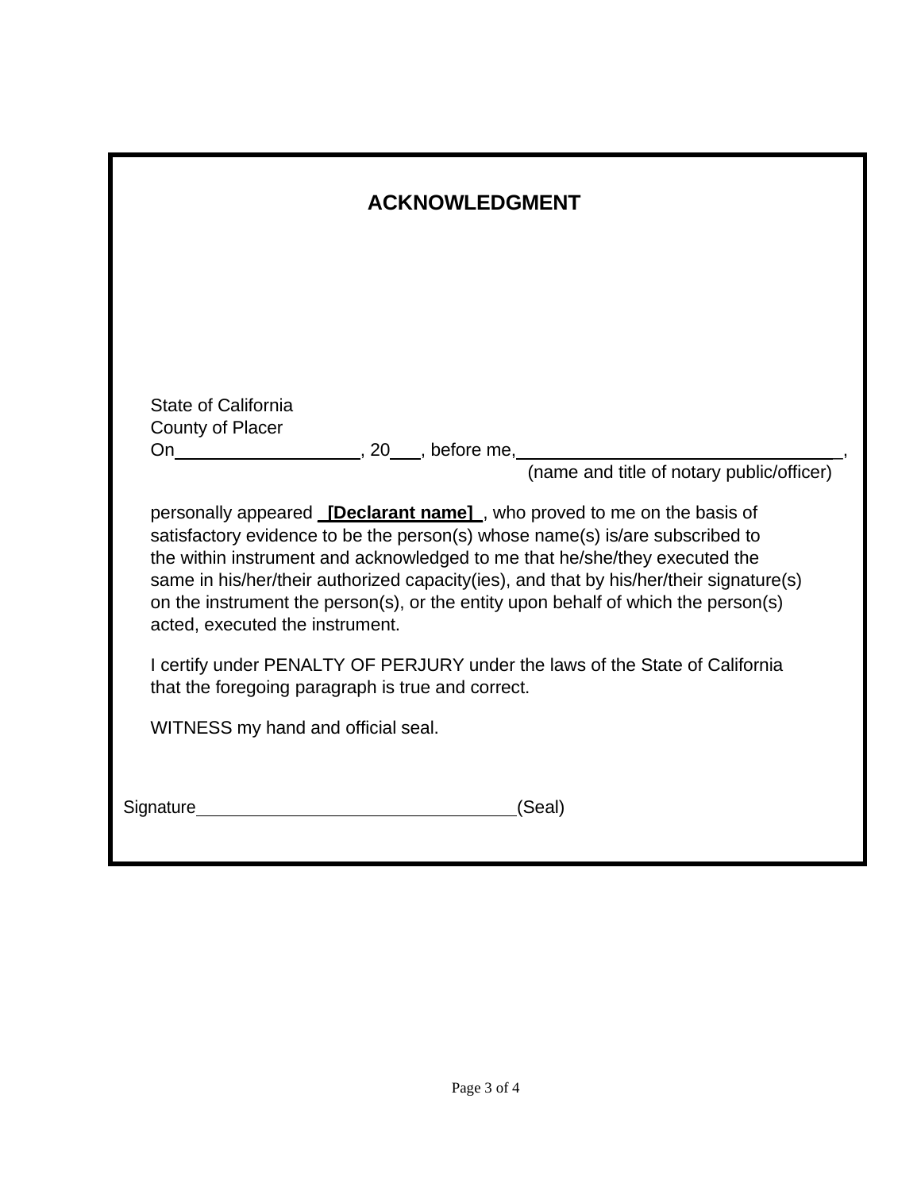# ACKNOWLEDGMENT

State of California
County of Placer
On___________________, 20___, before me,________________________________,
(name and title of notary public/officer)

personally appeared **[Declarant name]** , who proved to me on the basis of satisfactory evidence to be the person(s) whose name(s) is/are subscribed to the within instrument and acknowledged to me that he/she/they executed the same in his/her/their authorized capacity(ies), and that by his/her/their signature(s) on the instrument the person(s), or the entity upon behalf of which the person(s) acted, executed the instrument.

I certify under PENALTY OF PERJURY under the laws of the State of California that the foregoing paragraph is true and correct.

WITNESS my hand and official seal.

Signature_________________________________(Seal)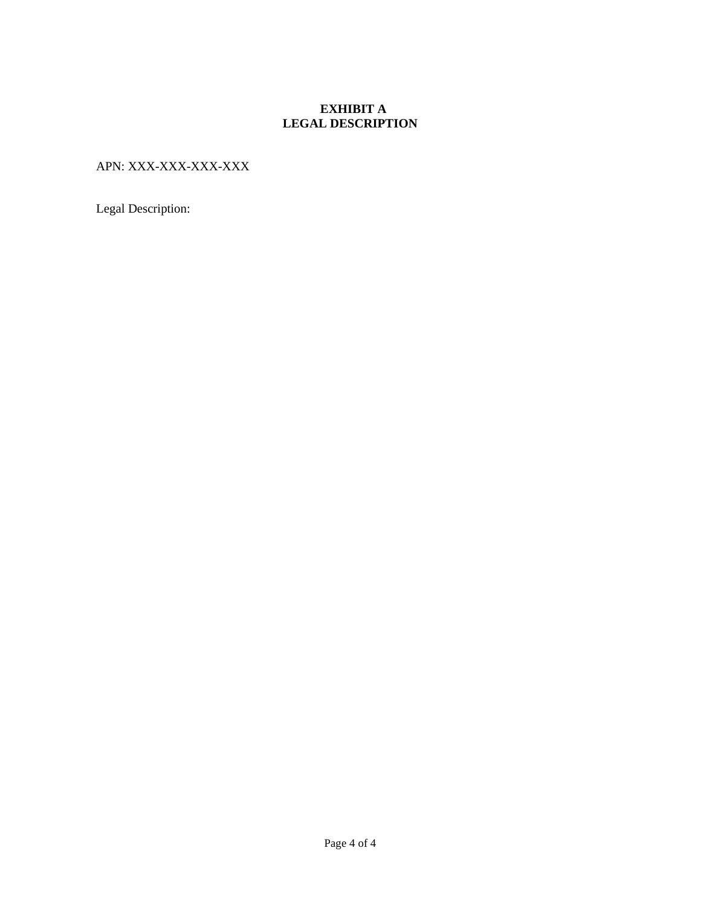# EXHIBIT A
# LEGAL DESCRIPTION

APN: XXX-XXX-XXX-XXX

Legal Description: